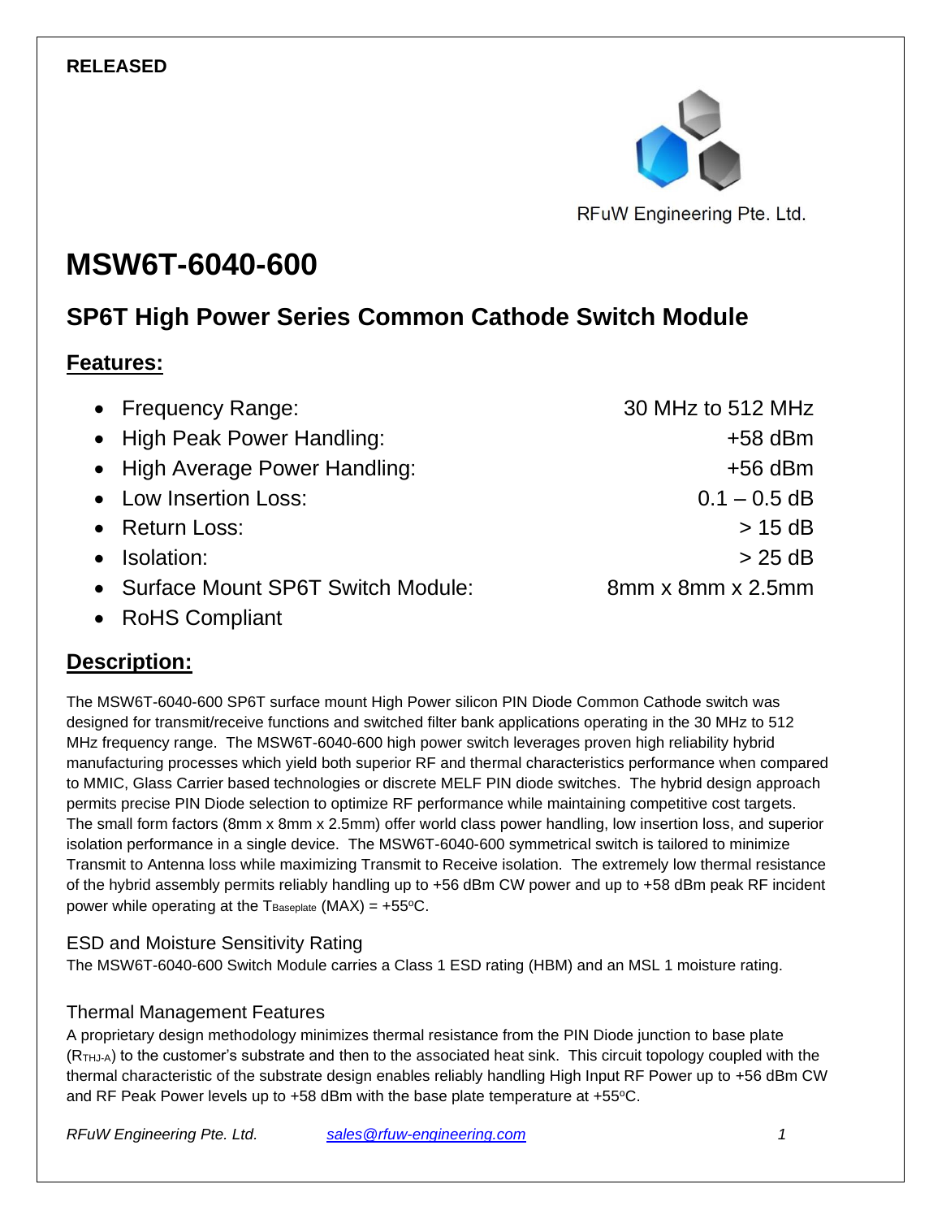**RELEASED**

RFuW Engineering Pte. Ltd.

# MSW6T-6040-600

## SP6T High Power Series Common Cathode Switch Module

### Features:

| | |
|---|---|
| • Frequency Range: | 30 MHz to 512 MHz |
| • High Peak Power Handling: | +58 dBm |
| • High Average Power Handling: | +56 dBm |
| • Low Insertion Loss: | 0.1 – 0.5 dB |
| • Return Loss: | > 15 dB |
| • Isolation: | > 25 dB |
| • Surface Mount SP6T Switch Module: | 8mm x 8mm x 2.5mm |
| • RoHS Compliant | |

### Description:

The MSW6T-6040-600 SP6T surface mount High Power silicon PIN Diode Common Cathode switch was designed for transmit/receive functions and switched filter bank applications operating in the 30 MHz to 512 MHz frequency range. The MSW6T-6040-600 high power switch leverages proven high reliability hybrid manufacturing processes which yield both superior RF and thermal characteristics performance when compared to MMIC, Glass Carrier based technologies or discrete MELF PIN diode switches. The hybrid design approach permits precise PIN Diode selection to optimize RF performance while maintaining competitive cost targets. The small form factors (8mm x 8mm x 2.5mm) offer world class power handling, low insertion loss, and superior isolation performance in a single device. The MSW6T-6040-600 symmetrical switch is tailored to minimize Transmit to Antenna loss while maximizing Transmit to Receive isolation. The extremely low thermal resistance of the hybrid assembly permits reliably handling up to +56 dBm CW power and up to +58 dBm peak RF incident power while operating at the $T_{Baseplate}$ (MAX) = +55°C.

#### ESD and Moisture Sensitivity Rating

The MSW6T-6040-600 Switch Module carries a Class 1 ESD rating (HBM) and an MSL 1 moisture rating.

#### Thermal Management Features

A proprietary design methodology minimizes thermal resistance from the PIN Diode junction to base plate ($R_{THJ-A}$) to the customer's substrate and then to the associated heat sink. This circuit topology coupled with the thermal characteristic of the substrate design enables reliably handling High Input RF Power up to +56 dBm CW and RF Peak Power levels up to +58 dBm with the base plate temperature at +55°C.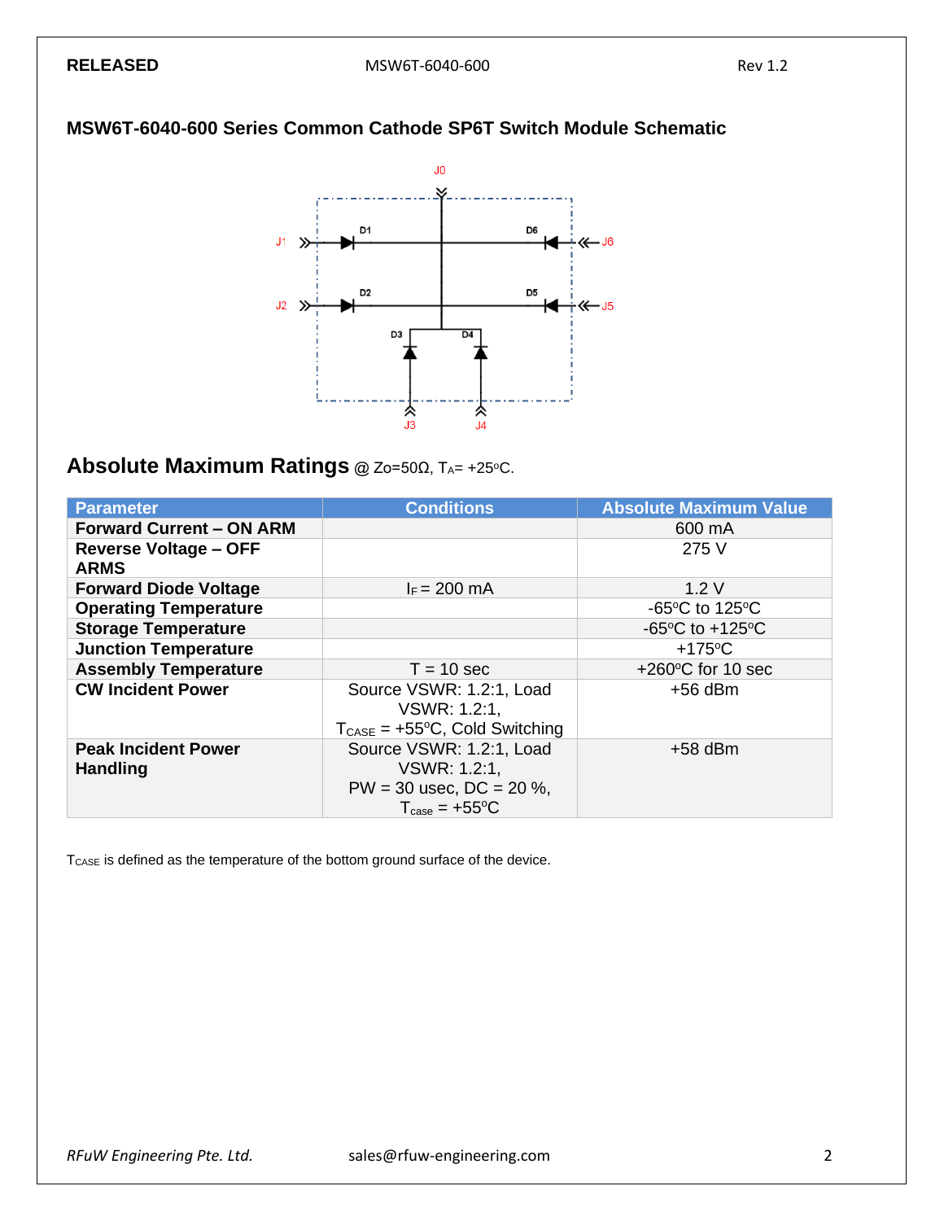## MSW6T-6040-600 Series Common Cathode SP6T Switch Module Schematic

J0

J1 D1 D6 J6

J2 D2 D5 J5

D3 D4

J3 J4

## Absolute Maximum Ratings @ Zo=50Ω, $T_A$= +25ºC.

| Parameter | Conditions | Absolute Maximum Value |
| --- | --- | --- |
| **Forward Current – ON ARM** | | 600 mA |
| **Reverse Voltage – OFF ARMS** | | 275 V |
| **Forward Diode Voltage** | $I_F$ = 200 mA | 1.2 V |
| **Operating Temperature** | | -65ºC to 125ºC |
| **Storage Temperature** | | -65ºC to +125ºC |
| **Junction Temperature** | | +175ºC |
| **Assembly Temperature** | T = 10 sec | +260ºC for 10 sec |
| **CW Incident Power** | Source VSWR: 1.2:1, Load VSWR: 1.2:1, $T_{CASE}$ = +55ºC, Cold Switching | +56 dBm |
| **Peak Incident Power Handling** | Source VSWR: 1.2:1, Load VSWR: 1.2:1, PW = 30 usec, DC = 20 %, $T_{case}$ = +55ºC | +58 dBm |

$T_{CASE}$ is defined as the temperature of the bottom ground surface of the device.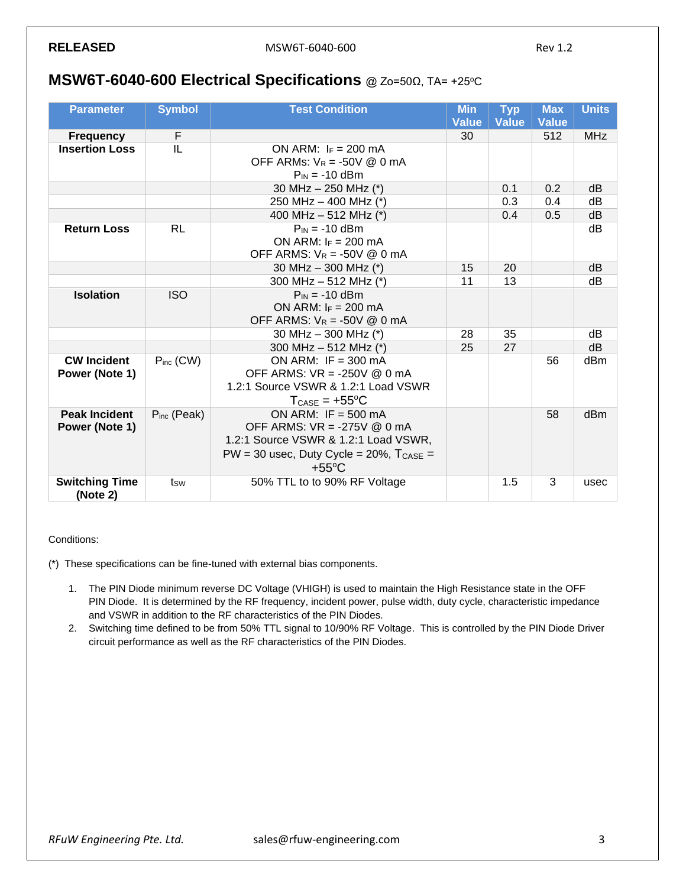## MSW6T-6040-600 Electrical Specifications @ Zo=50Ω, TA= +25ºC

| Parameter | Symbol | Test Condition | Min Value | Typ Value | Max Value | Units |
|---|---|---|---|---|---|---|
| **Frequency** | F | | 30 | | 512 | MHz |
| **Insertion Loss** | IL | ON ARM: $I_F$ = 200 mA<br>OFF ARMs: $V_R$ = -50V @ 0 mA<br>$P_{IN}$ = -10 dBm | | | | |
| | | 30 MHz – 250 MHz (*) | | 0.1 | 0.2 | dB |
| | | 250 MHz – 400 MHz (*) | | 0.3 | 0.4 | dB |
| | | 400 MHz – 512 MHz (*) | | 0.4 | 0.5 | dB |
| **Return Loss** | RL | $P_{IN}$ = -10 dBm<br>ON ARM: $I_F$ = 200 mA<br>OFF ARMS: $V_R$ = -50V @ 0 mA | | | | dB |
| | | 30 MHz – 300 MHz (*) | 15 | 20 | | dB |
| | | 300 MHz – 512 MHz (*) | 11 | 13 | | dB |
| **Isolation** | ISO | $P_{IN}$ = -10 dBm<br>ON ARM: $I_F$ = 200 mA<br>OFF ARMS: $V_R$ = -50V @ 0 mA | | | | |
| | | 30 MHz – 300 MHz (*) | 28 | 35 | | dB |
| | | 300 MHz – 512 MHz (*) | 25 | 27 | | dB |
| **CW Incident Power (Note 1)** | $P_{inc}$ (CW) | ON ARM: IF = 300 mA<br>OFF ARMS: VR = -250V @ 0 mA<br>1.2:1 Source VSWR & 1.2:1 Load VSWR<br>$T_{CASE}$ = +55ºC | | | 56 | dBm |
| **Peak Incident Power (Note 1)** | $P_{inc}$ (Peak) | ON ARM: IF = 500 mA<br>OFF ARMS: VR = -275V @ 0 mA<br>1.2:1 Source VSWR & 1.2:1 Load VSWR,<br>PW = 30 usec, Duty Cycle = 20%, $T_{CASE}$ = +55ºC | | | 58 | dBm |
| **Switching Time (Note 2)** | $t_{SW}$ | 50% TTL to to 90% RF Voltage | | 1.5 | 3 | usec |

Conditions:

(*) These specifications can be fine-tuned with external bias components.

1. The PIN Diode minimum reverse DC Voltage (VHIGH) is used to maintain the High Resistance state in the OFF PIN Diode. It is determined by the RF frequency, incident power, pulse width, duty cycle, characteristic impedance and VSWR in addition to the RF characteristics of the PIN Diodes.
2. Switching time defined to be from 50% TTL signal to 10/90% RF Voltage. This is controlled by the PIN Diode Driver circuit performance as well as the RF characteristics of the PIN Diodes.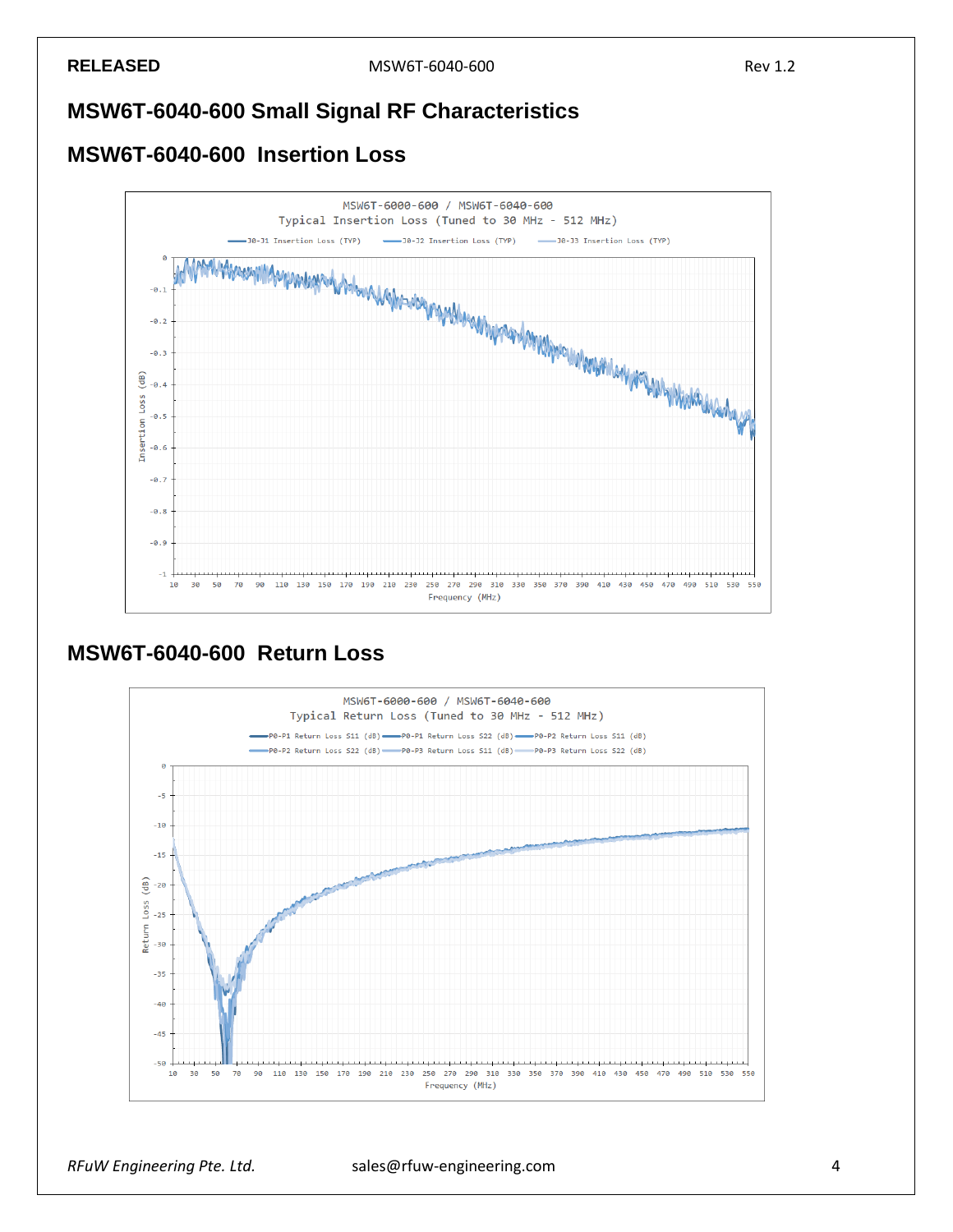# MSW6T-6040-600 Small Signal RF Characteristics

## MSW6T-6040-600 Insertion Loss

MSW6T-6000-600 / MSW6T-6040-600
Typical Insertion Loss (Tuned to 30 MHz - 512 MHz)

J0-J1 Insertion Loss (TYP) | J0-J2 Insertion Loss (TYP) | J0-J3 Insertion Loss (TYP)

Insertion Loss (dB) vs. Frequency (MHz)

## MSW6T-6040-600 Return Loss

MSW6T-6000-600 / MSW6T-6040-600
Typical Return Loss (Tuned to 30 MHz - 512 MHz)

P0-P1 Return Loss S11 (dB) | P0-P1 Return Loss S22 (dB) | P0-P2 Return Loss S11 (dB) | P0-P2 Return Loss S22 (dB) | P0-P3 Return Loss S11 (dB) | P0-P3 Return Loss S22 (dB)

Return Loss (dB) vs. Frequency (MHz)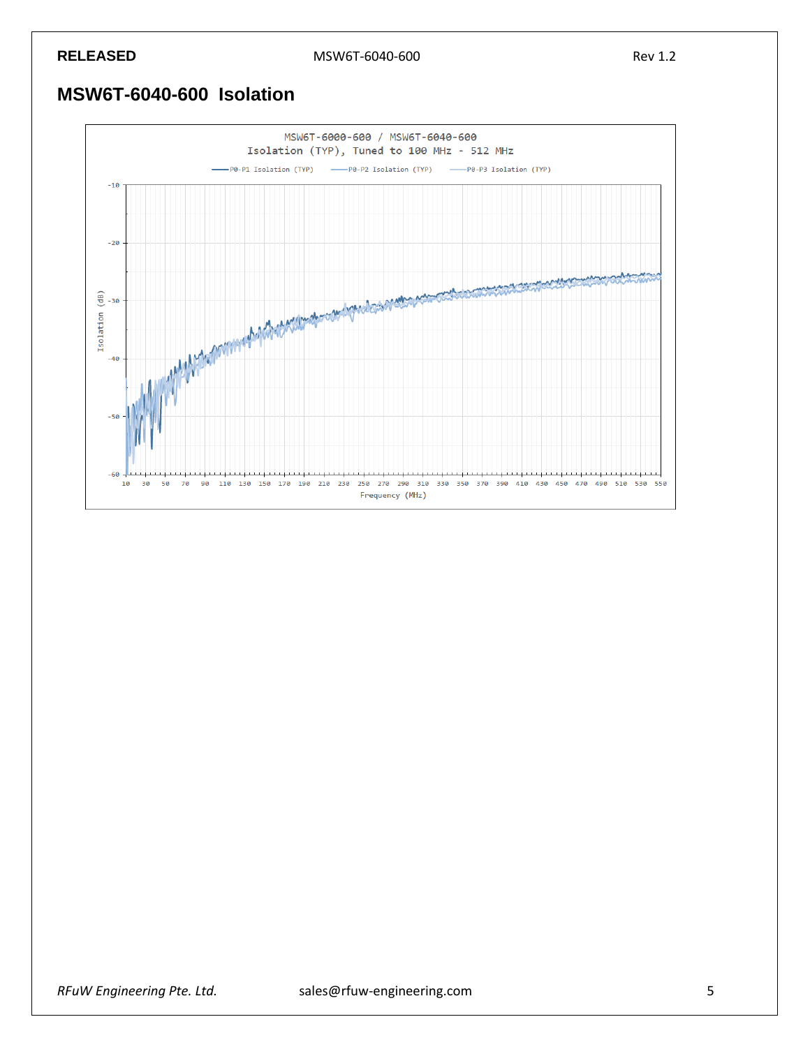# MSW6T-6040-600 Isolation

MSW6T-6000-600 / MSW6T-6040-600
Isolation (TYP), Tuned to 100 MHz - 512 MHz

P0-P1 Isolation (TYP) — P0-P2 Isolation (TYP) — P0-P3 Isolation (TYP)

Isolation (dB)

Frequency (MHz)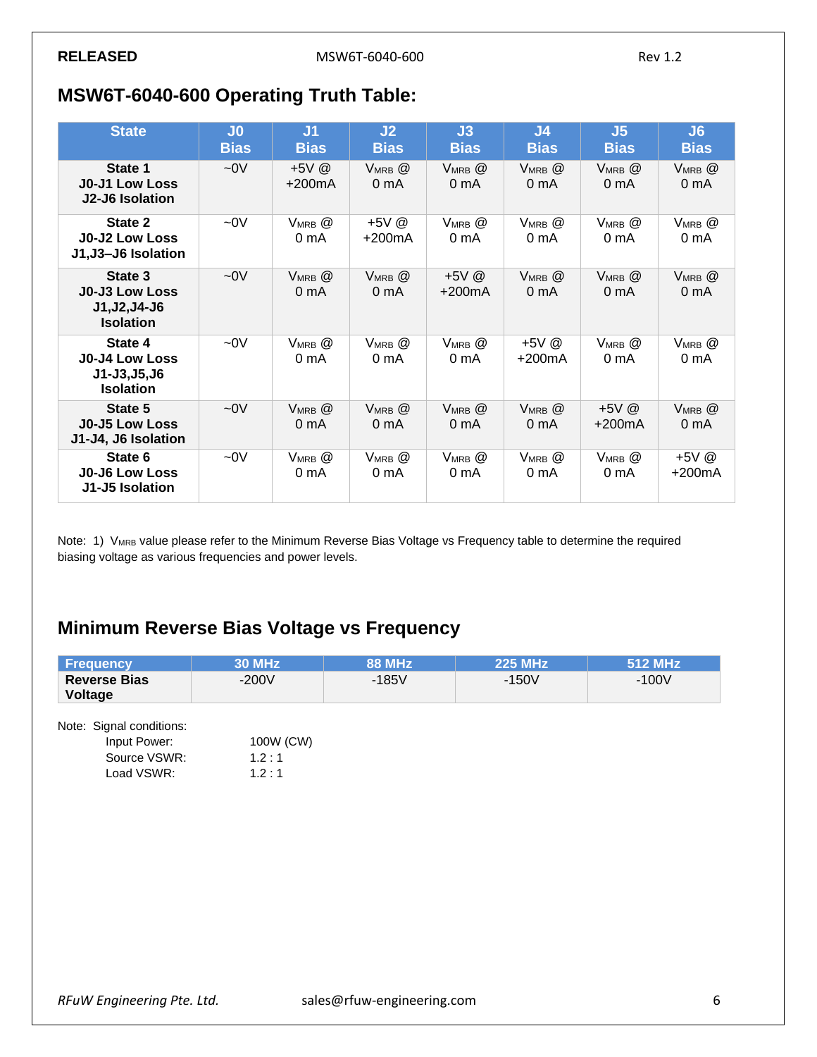## MSW6T-6040-600 Operating Truth Table:

| State | J0 Bias | J1 Bias | J2 Bias | J3 Bias | J4 Bias | J5 Bias | J6 Bias |
|---|---|---|---|---|---|---|---|
| **State 1 J0-J1 Low Loss J2-J6 Isolation** | ~0V | +5V @ +200mA | $V_{MRB}$ @ 0 mA | $V_{MRB}$ @ 0 mA | $V_{MRB}$ @ 0 mA | $V_{MRB}$ @ 0 mA | $V_{MRB}$ @ 0 mA |
| **State 2 J0-J2 Low Loss J1,J3–J6 Isolation** | ~0V | $V_{MRB}$ @ 0 mA | +5V @ +200mA | $V_{MRB}$ @ 0 mA | $V_{MRB}$ @ 0 mA | $V_{MRB}$ @ 0 mA | $V_{MRB}$ @ 0 mA |
| **State 3 J0-J3 Low Loss J1,J2,J4-J6 Isolation** | ~0V | $V_{MRB}$ @ 0 mA | $V_{MRB}$ @ 0 mA | +5V @ +200mA | $V_{MRB}$ @ 0 mA | $V_{MRB}$ @ 0 mA | $V_{MRB}$ @ 0 mA |
| **State 4 J0-J4 Low Loss J1-J3,J5,J6 Isolation** | ~0V | $V_{MRB}$ @ 0 mA | $V_{MRB}$ @ 0 mA | $V_{MRB}$ @ 0 mA | +5V @ +200mA | $V_{MRB}$ @ 0 mA | $V_{MRB}$ @ 0 mA |
| **State 5 J0-J5 Low Loss J1-J4, J6 Isolation** | ~0V | $V_{MRB}$ @ 0 mA | $V_{MRB}$ @ 0 mA | $V_{MRB}$ @ 0 mA | $V_{MRB}$ @ 0 mA | +5V @ +200mA | $V_{MRB}$ @ 0 mA |
| **State 6 J0-J6 Low Loss J1-J5 Isolation** | ~0V | $V_{MRB}$ @ 0 mA | $V_{MRB}$ @ 0 mA | $V_{MRB}$ @ 0 mA | $V_{MRB}$ @ 0 mA | $V_{MRB}$ @ 0 mA | +5V @ +200mA |

Note: 1) $V_{MRB}$ value please refer to the Minimum Reverse Bias Voltage vs Frequency table to determine the required biasing voltage as various frequencies and power levels.

## Minimum Reverse Bias Voltage vs Frequency

| Frequency | 30 MHz | 88 MHz | 225 MHz | 512 MHz |
|---|---|---|---|---|
| **Reverse Bias Voltage** | -200V | -185V | -150V | -100V |

Note: Signal conditions:

- Input Power: 100W (CW)
- Source VSWR: 1.2 : 1
- Load VSWR: 1.2 : 1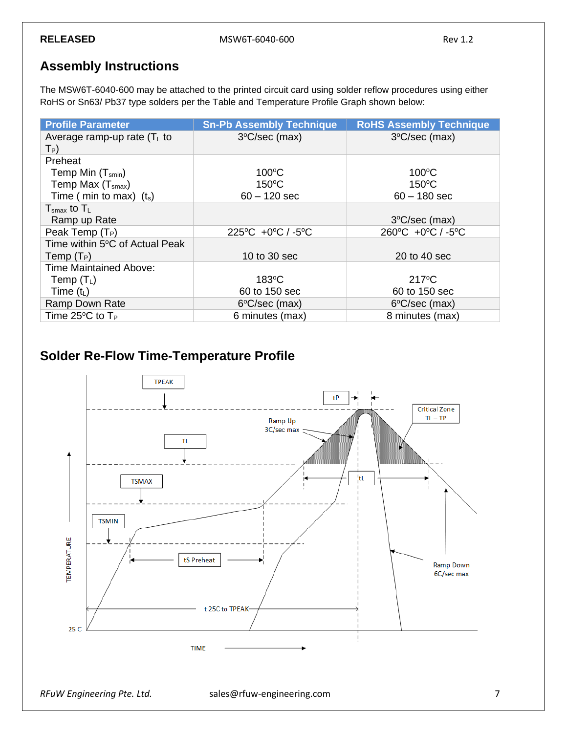## Assembly Instructions

The MSW6T-6040-600 may be attached to the printed circuit card using solder reflow procedures using either RoHS or Sn63/ Pb37 type solders per the Table and Temperature Profile Graph shown below:

| Profile Parameter | Sn-Pb Assembly Technique | RoHS Assembly Technique |
|---|---|---|
| Average ramp-up rate ($T_L$ to $T_P$) | 3°C/sec (max) | 3°C/sec (max) |
| Preheat<br>Temp Min ($T_{smin}$)<br>Temp Max ($T_{smax}$)<br>Time ( min to max) ($t_s$) | <br>100°C<br>150°C<br>60 – 120 sec | <br>100°C<br>150°C<br>60 – 180 sec |
| $T_{smax}$ to $T_L$<br>Ramp up Rate | | <br>3°C/sec (max) |
| Peak Temp ($T_P$) | 225°C +0°C / -5°C | 260°C +0°C / -5°C |
| Time within 5°C of Actual Peak Temp ($T_P$) | 10 to 30 sec | 20 to 40 sec |
| Time Maintained Above:<br>Temp ($T_L$)<br>Time ($t_L$) | <br>183°C<br>60 to 150 sec | <br>217°C<br>60 to 150 sec |
| Ramp Down Rate | 6°C/sec (max) | 6°C/sec (max) |
| Time 25°C to $T_P$ | 6 minutes (max) | 8 minutes (max) |

## Solder Re-Flow Time-Temperature Profile

TPEAK

tP

Ramp Up 3C/sec max

Critical Zone TL – TP

TL

TSMAX

tL

TSMIN

tS Preheat

Ramp Down 6C/sec max

TEMPERATURE

t 25C to TPEAK

25 C

TIME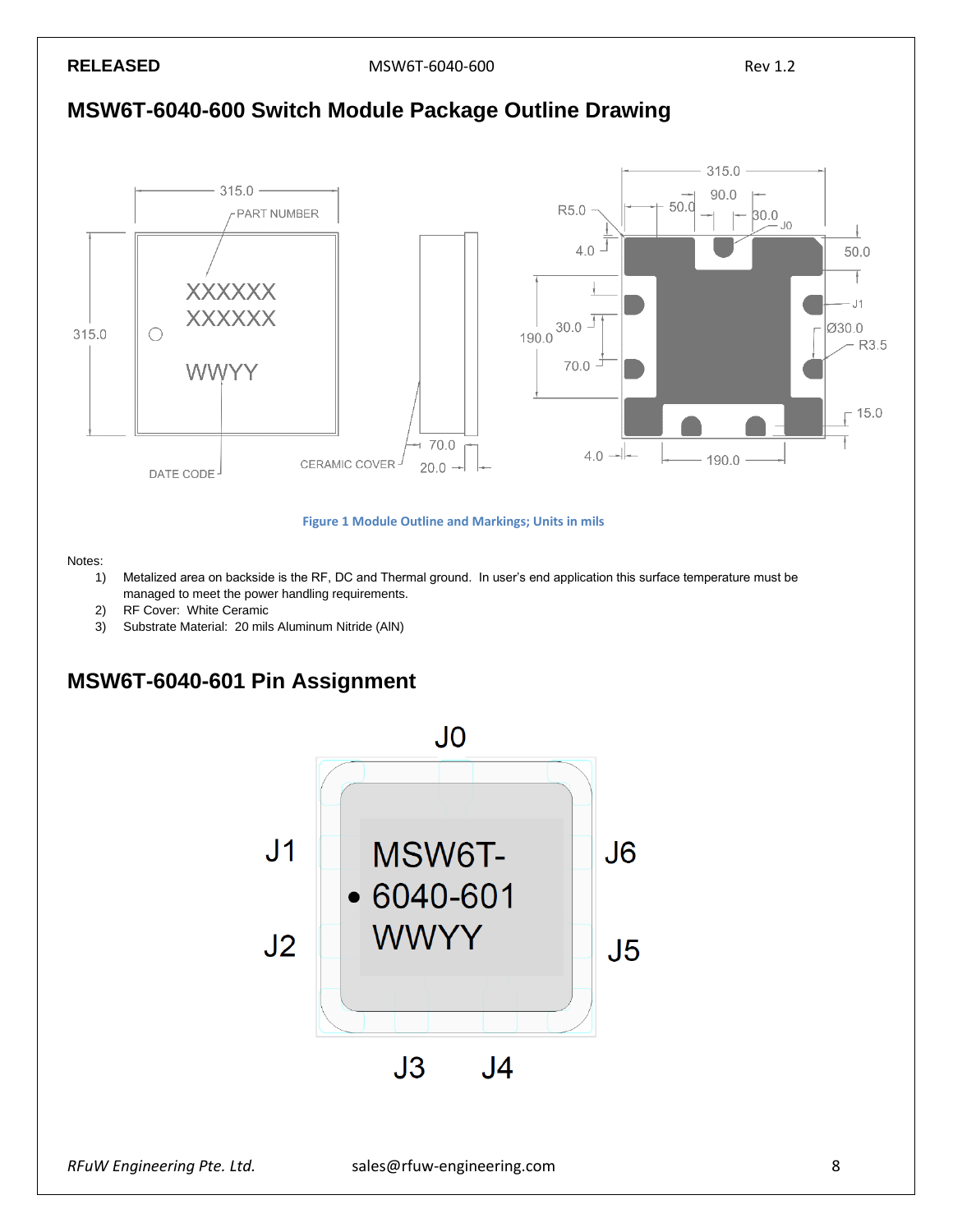## MSW6T-6040-600 Switch Module Package Outline Drawing

Figure 1 Module Outline and Markings; Units in mils

Notes:

1) Metalized area on backside is the RF, DC and Thermal ground. In user's end application this surface temperature must be managed to meet the power handling requirements.
2) RF Cover: White Ceramic
3) Substrate Material: 20 mils Aluminum Nitride (AlN)

## MSW6T-6040-601 Pin Assignment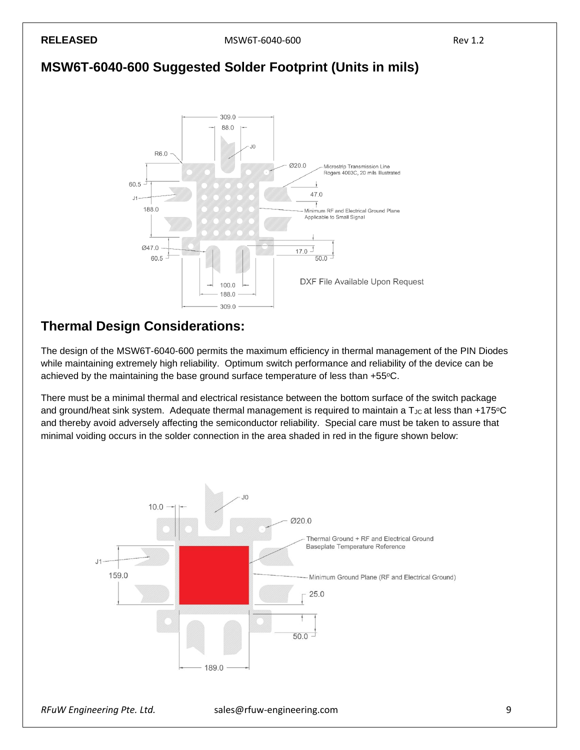## MSW6T-6040-600 Suggested Solder Footprint (Units in mils)

DXF File Available Upon Request

## Thermal Design Considerations:

The design of the MSW6T-6040-600 permits the maximum efficiency in thermal management of the PIN Diodes while maintaining extremely high reliability. Optimum switch performance and reliability of the device can be achieved by the maintaining the base ground surface temperature of less than +55°C.

There must be a minimal thermal and electrical resistance between the bottom surface of the switch package and ground/heat sink system. Adequate thermal management is required to maintain a $T_{JC}$ at less than +175°C and thereby avoid adversely affecting the semiconductor reliability. Special care must be taken to assure that minimal voiding occurs in the solder connection in the area shaded in red in the figure shown below: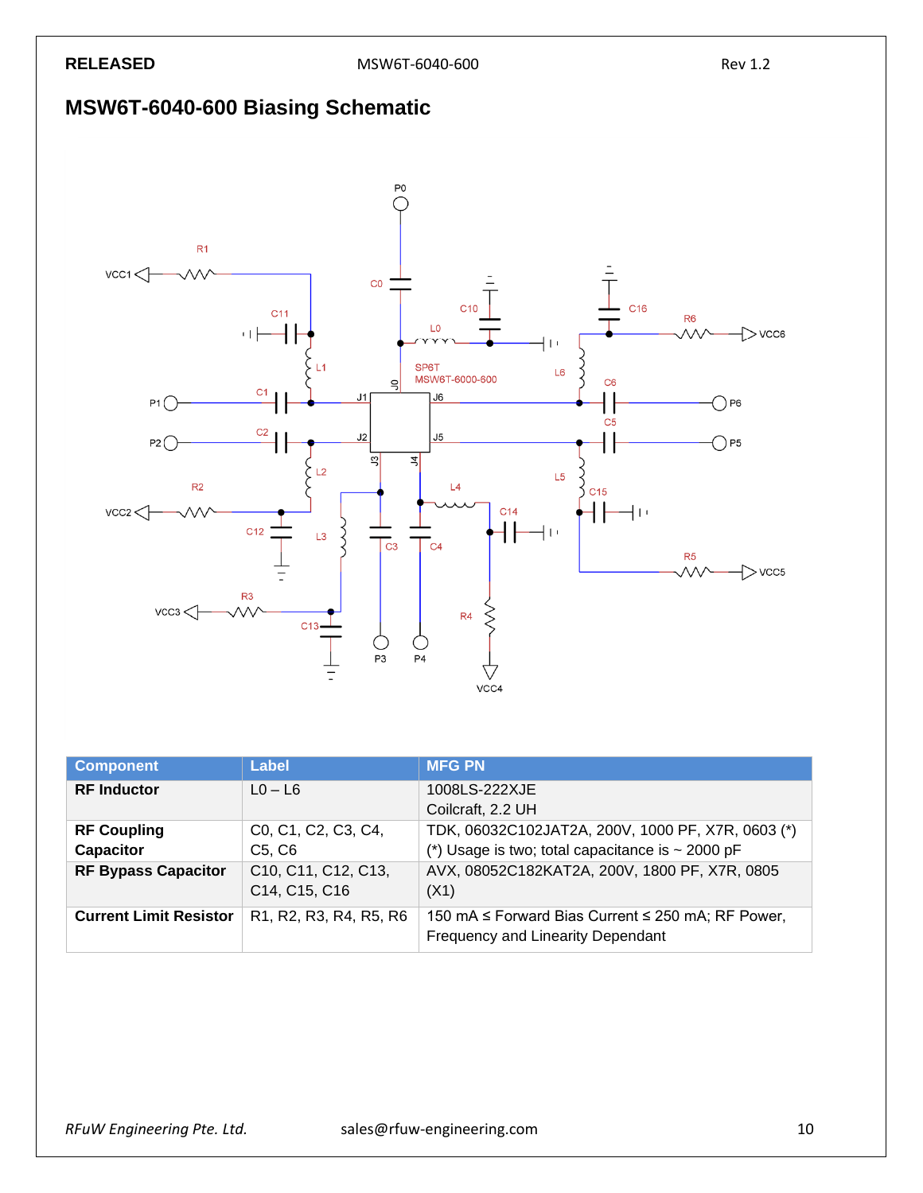## MSW6T-6040-600 Biasing Schematic

| Component | Label | MFG PN |
|---|---|---|
| **RF Inductor** | L0 – L6 | 1008LS-222XJE<br>Coilcraft, 2.2 UH |
| **RF Coupling Capacitor** | C0, C1, C2, C3, C4, C5, C6 | TDK, 06032C102JAT2A, 200V, 1000 PF, X7R, 0603 (*)<br>(*) Usage is two; total capacitance is ~ 2000 pF |
| **RF Bypass Capacitor** | C10, C11, C12, C13, C14, C15, C16 | AVX, 08052C182KAT2A, 200V, 1800 PF, X7R, 0805 (X1) |
| **Current Limit Resistor** | R1, R2, R3, R4, R5, R6 | 150 mA ≤ Forward Bias Current ≤ 250 mA; RF Power, Frequency and Linearity Dependant |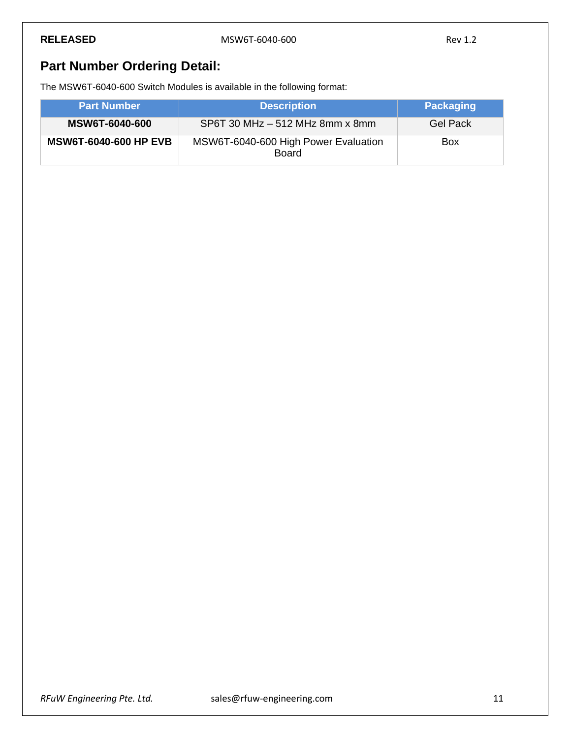## Part Number Ordering Detail:

The MSW6T-6040-600 Switch Modules is available in the following format:

| Part Number | Description | Packaging |
|---|---|---|
| **MSW6T-6040-600** | SP6T 30 MHz – 512 MHz 8mm x 8mm | Gel Pack |
| **MSW6T-6040-600 HP EVB** | MSW6T-6040-600 High Power Evaluation Board | Box |